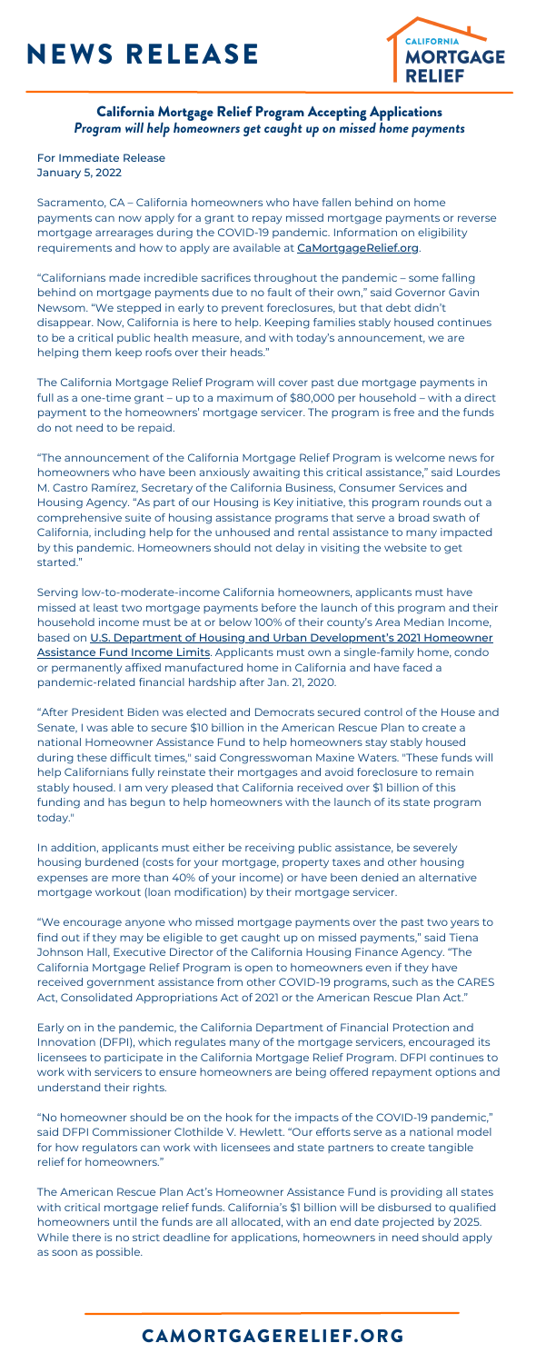# NEWS RELEASE

CALIFORNIA MORTGAGE RELIEF

## California Mortgage Relief Program Accepting Applications

***Program will help homeowners get caught up on missed home payments***

For Immediate Release
January 5, 2022

Sacramento, CA – California homeowners who have fallen behind on home payments can now apply for a grant to repay missed mortgage payments or reverse mortgage arrearages during the COVID-19 pandemic. Information on eligibility requirements and how to apply are available at CaMortgageRelief.org.

"Californians made incredible sacrifices throughout the pandemic – some falling behind on mortgage payments due to no fault of their own," said Governor Gavin Newsom. "We stepped in early to prevent foreclosures, but that debt didn't disappear. Now, California is here to help. Keeping families stably housed continues to be a critical public health measure, and with today's announcement, we are helping them keep roofs over their heads."

The California Mortgage Relief Program will cover past due mortgage payments in full as a one-time grant – up to a maximum of $80,000 per household – with a direct payment to the homeowners' mortgage servicer. The program is free and the funds do not need to be repaid.

"The announcement of the California Mortgage Relief Program is welcome news for homeowners who have been anxiously awaiting this critical assistance," said Lourdes M. Castro Ramírez, Secretary of the California Business, Consumer Services and Housing Agency. "As part of our Housing is Key initiative, this program rounds out a comprehensive suite of housing assistance programs that serve a broad swath of California, including help for the unhoused and rental assistance to many impacted by this pandemic. Homeowners should not delay in visiting the website to get started."

Serving low-to-moderate-income California homeowners, applicants must have missed at least two mortgage payments before the launch of this program and their household income must be at or below 100% of their county's Area Median Income, based on U.S. Department of Housing and Urban Development's 2021 Homeowner Assistance Fund Income Limits. Applicants must own a single-family home, condo or permanently affixed manufactured home in California and have faced a pandemic-related financial hardship after Jan. 21, 2020.

"After President Biden was elected and Democrats secured control of the House and Senate, I was able to secure $10 billion in the American Rescue Plan to create a national Homeowner Assistance Fund to help homeowners stay stably housed during these difficult times," said Congresswoman Maxine Waters. "These funds will help Californians fully reinstate their mortgages and avoid foreclosure to remain stably housed. I am very pleased that California received over $1 billion of this funding and has begun to help homeowners with the launch of its state program today."

In addition, applicants must either be receiving public assistance, be severely housing burdened (costs for your mortgage, property taxes and other housing expenses are more than 40% of your income) or have been denied an alternative mortgage workout (loan modification) by their mortgage servicer.

"We encourage anyone who missed mortgage payments over the past two years to find out if they may be eligible to get caught up on missed payments," said Tiena Johnson Hall, Executive Director of the California Housing Finance Agency. "The California Mortgage Relief Program is open to homeowners even if they have received government assistance from other COVID-19 programs, such as the CARES Act, Consolidated Appropriations Act of 2021 or the American Rescue Plan Act."

Early on in the pandemic, the California Department of Financial Protection and Innovation (DFPI), which regulates many of the mortgage servicers, encouraged its licensees to participate in the California Mortgage Relief Program. DFPI continues to work with servicers to ensure homeowners are being offered repayment options and understand their rights.

"No homeowner should be on the hook for the impacts of the COVID-19 pandemic," said DFPI Commissioner Clothilde V. Hewlett. "Our efforts serve as a national model for how regulators can work with licensees and state partners to create tangible relief for homeowners."

The American Rescue Plan Act's Homeowner Assistance Fund is providing all states with critical mortgage relief funds. California's $1 billion will be disbursed to qualified homeowners until the funds are all allocated, with an end date projected by 2025. While there is no strict deadline for applications, homeowners in need should apply as soon as possible.

CAMORTGAGERELIEF.ORG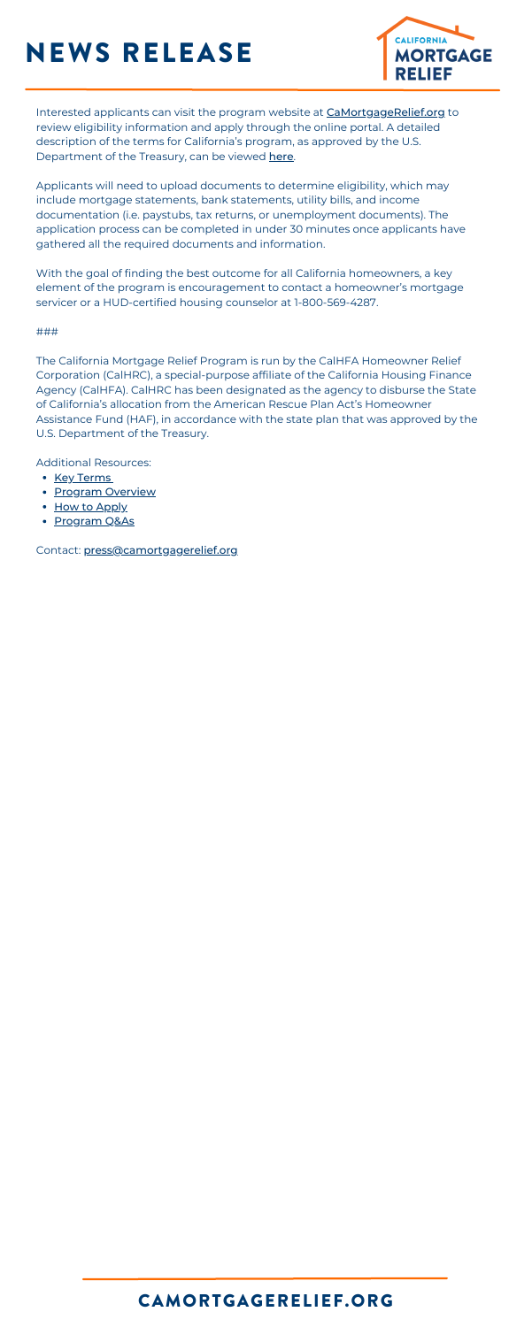Interested applicants can visit the program website at CaMortgageRelief.org to review eligibility information and apply through the online portal. A detailed description of the terms for California's program, as approved by the U.S. Department of the Treasury, can be viewed here.

Applicants will need to upload documents to determine eligibility, which may include mortgage statements, bank statements, utility bills, and income documentation (i.e. paystubs, tax returns, or unemployment documents). The application process can be completed in under 30 minutes once applicants have gathered all the required documents and information.

With the goal of finding the best outcome for all California homeowners, a key element of the program is encouragement to contact a homeowner's mortgage servicer or a HUD-certified housing counselor at 1-800-569-4287.

###

The California Mortgage Relief Program is run by the CalHFA Homeowner Relief Corporation (CalHRC), a special-purpose affiliate of the California Housing Finance Agency (CalHFA). CalHRC has been designated as the agency to disburse the State of California's allocation from the American Rescue Plan Act's Homeowner Assistance Fund (HAF), in accordance with the state plan that was approved by the U.S. Department of the Treasury.

Additional Resources:

- Key Terms
- Program Overview
- How to Apply
- Program Q&As

Contact: press@camortgagerelief.org